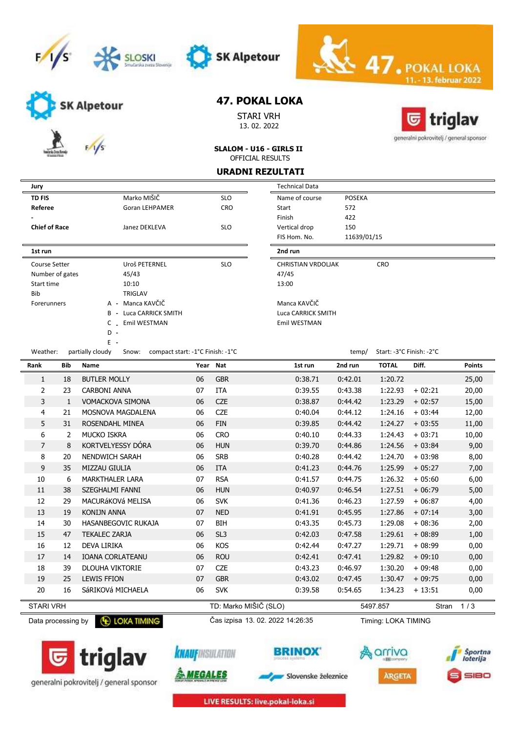# 47. POKAL LOKA

STARI VRH
13. 02. 2022

### SLALOM - U16 - GIRLS II

OFFICIAL RESULTS

## URADNI REZULTATI

| Jury | | |
|---|---|---|
| **TD FIS** | Marko MIŠIČ | SLO |
| **Referee** | Goran LEHPAMER | CRO |
| - | | |
| **Chief of Race** | Janez DEKLEVA | SLO |

| Technical Data | |
|---|---|
| Name of course | POSEKA |
| Start | 572 |
| Finish | 422 |
| Vertical drop | 150 |
| FIS Hom. No. | 11639/01/15 |

| | 1st run | | 2nd run | |
|---|---|---|---|---|
| Course Setter | Uroš PETERNEL | SLO | CHRISTIAN VRDOLJAK | CRO |
| Number of gates | 45/43 | | 47/45 | |
| Start time | 10:10 | | 13:00 | |
| Bib | TRIGLAV | | | |
| Forerunners | A - Manca KAVČIČ | | Manca KAVČIČ | |
| | B - Luca CARRICK SMITH | | Luca CARRICK SMITH | |
| | C - Emil WESTMAN | | Emil WESTMAN | |
| | D - | | | |
| | E - | | | |

Weather: partially cloudy  Snow: compact start: -1°C Finish: -1°C  temp/ Start: -3°C Finish: -2°C

| Rank | Bib | Name | Year | Nat | 1st run | 2nd run | TOTAL | Diff. | Points |
|---|---|---|---|---|---|---|---|---|---|
| 1 | 18 | BUTLER MOLLY | 06 | GBR | 0:38.71 | 0:42.01 | 1:20.72 | | 25,00 |
| 2 | 23 | CARBONI ANNA | 07 | ITA | 0:39.55 | 0:43.38 | 1:22.93 | + 02:21 | 20,00 |
| 3 | 1 | VOMACKOVA SIMONA | 06 | CZE | 0:38.87 | 0:44.42 | 1:23.29 | + 02:57 | 15,00 |
| 4 | 21 | MOSNOVA MAGDALENA | 06 | CZE | 0:40.04 | 0:44.12 | 1:24.16 | + 03:44 | 12,00 |
| 5 | 31 | ROSENDAHL MINEA | 06 | FIN | 0:39.85 | 0:44.42 | 1:24.27 | + 03:55 | 11,00 |
| 6 | 2 | MUCKO ISKRA | 06 | CRO | 0:40.10 | 0:44.33 | 1:24.43 | + 03:71 | 10,00 |
| 7 | 8 | KORTVELYESSY DÓRA | 06 | HUN | 0:39.70 | 0:44.86 | 1:24.56 | + 03:84 | 9,00 |
| 8 | 20 | NENDWICH SARAH | 06 | SRB | 0:40.28 | 0:44.42 | 1:24.70 | + 03:98 | 8,00 |
| 9 | 35 | MIZZAU GIULIA | 06 | ITA | 0:41.23 | 0:44.76 | 1:25.99 | + 05:27 | 7,00 |
| 10 | 6 | MARKTHALER LARA | 07 | RSA | 0:41.57 | 0:44.75 | 1:26.32 | + 05:60 | 6,00 |
| 11 | 38 | SZEGHALMI FANNI | 06 | HUN | 0:40.97 | 0:46.54 | 1:27.51 | + 06:79 | 5,00 |
| 12 | 29 | MACURáKOVá MELISA | 06 | SVK | 0:41.36 | 0:46.23 | 1:27.59 | + 06:87 | 4,00 |
| 13 | 19 | KONIJN ANNA | 07 | NED | 0:41.91 | 0:45.95 | 1:27.86 | + 07:14 | 3,00 |
| 14 | 30 | HASANBEGOVIC RUKAJA | 07 | BIH | 0:43.35 | 0:45.73 | 1:29.08 | + 08:36 | 2,00 |
| 15 | 47 | TEKALEC ZARJA | 06 | SL3 | 0:42.03 | 0:47.58 | 1:29.61 | + 08:89 | 1,00 |
| 16 | 12 | DEVA LIRIKA | 06 | KOS | 0:42.44 | 0:47.27 | 1:29.71 | + 08:99 | 0,00 |
| 17 | 14 | IOANA CORLATEANU | 06 | ROU | 0:42.41 | 0:47.41 | 1:29.82 | + 09:10 | 0,00 |
| 18 | 39 | DLOUHA VIKTORIE | 07 | CZE | 0:43.23 | 0:46.97 | 1:30.20 | + 09:48 | 0,00 |
| 19 | 25 | LEWIS FFION | 07 | GBR | 0:43.02 | 0:47.45 | 1:30.47 | + 09:75 | 0,00 |
| 20 | 16 | SáRIKOVá MICHAELA | 06 | SVK | 0:39.58 | 0:54.65 | 1:34.23 | + 13:51 | 0,00 |

STARI VRH  TD: Marko MIŠIČ (SLO)  5497.857

Data processing by LOKA TIMING  Čas izpisa 13. 02. 2022 14:26:35  Timing: LOKA TIMING

LIVE RESULTS: live.pokal-loka.si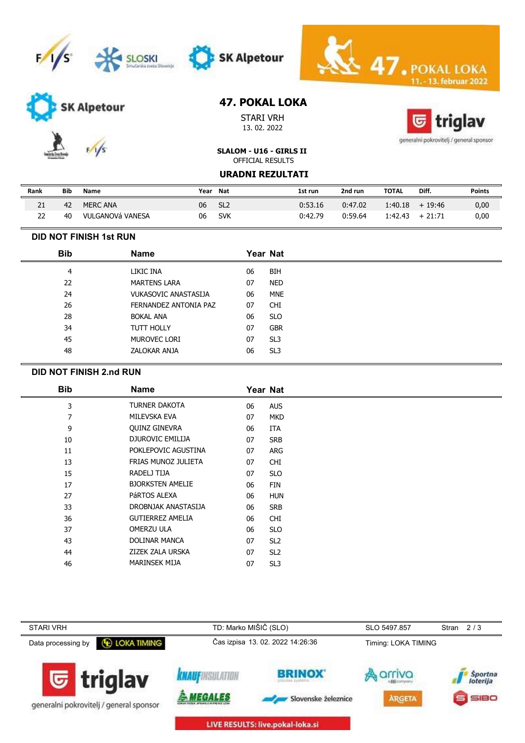# 47. POKAL LOKA

STARI VRH
13. 02. 2022

**SLALOM - U16 - GIRLS II**
OFFICIAL RESULTS

## URADNI REZULTATI

| Rank | Bib | Name | Year | Nat | 1st run | 2nd run | TOTAL | Diff. | Points |
|---|---|---|---|---|---|---|---|---|---|
| 21 | 42 | MERC ANA | 06 | SL2 | 0:53.16 | 0:47.02 | 1:40.18 | + 19:46 | 0,00 |
| 22 | 40 | VULGANOVá VANESA | 06 | SVK | 0:42.79 | 0:59.64 | 1:42.43 | + 21:71 | 0,00 |

### DID NOT FINISH 1st RUN

| Bib | Name | Year | Nat |
|---|---|---|---|
| 4 | LIKIC INA | 06 | BIH |
| 22 | MARTENS LARA | 07 | NED |
| 24 | VUKASOVIC ANASTASIJA | 06 | MNE |
| 26 | FERNANDEZ ANTONIA PAZ | 07 | CHI |
| 28 | BOKAL ANA | 06 | SLO |
| 34 | TUTT HOLLY | 07 | GBR |
| 45 | MUROVEC LORI | 07 | SL3 |
| 48 | ZALOKAR ANJA | 06 | SL3 |

### DID NOT FINISH 2.nd RUN

| Bib | Name | Year | Nat |
|---|---|---|---|
| 3 | TURNER DAKOTA | 06 | AUS |
| 7 | MILEVSKA EVA | 07 | MKD |
| 9 | QUINZ GINEVRA | 06 | ITA |
| 10 | DJUROVIC EMILIJA | 07 | SRB |
| 11 | POKLEPOVIC AGUSTINA | 07 | ARG |
| 13 | FRIAS MUNOZ JULIETA | 07 | CHI |
| 15 | RADELJ TIJA | 07 | SLO |
| 17 | BJORKSTEN AMELIE | 06 | FIN |
| 27 | PáRTOS ALEXA | 06 | HUN |
| 33 | DROBNJAK ANASTASIJA | 06 | SRB |
| 36 | GUTIERREZ AMELIA | 06 | CHI |
| 37 | OMERZU ULA | 06 | SLO |
| 43 | DOLINAR MANCA | 07 | SL2 |
| 44 | ZIZEK ZALA URSKA | 07 | SL2 |
| 46 | MARINSEK MIJA | 07 | SL3 |

STARI VRH — TD: Marko MIŠIČ (SLO) — SLO 5497.857

Data processing by LOKA TIMING — Čas izpisa 13. 02. 2022 14:26:36 — Timing: LOKA TIMING

LIVE RESULTS: live.pokal-loka.si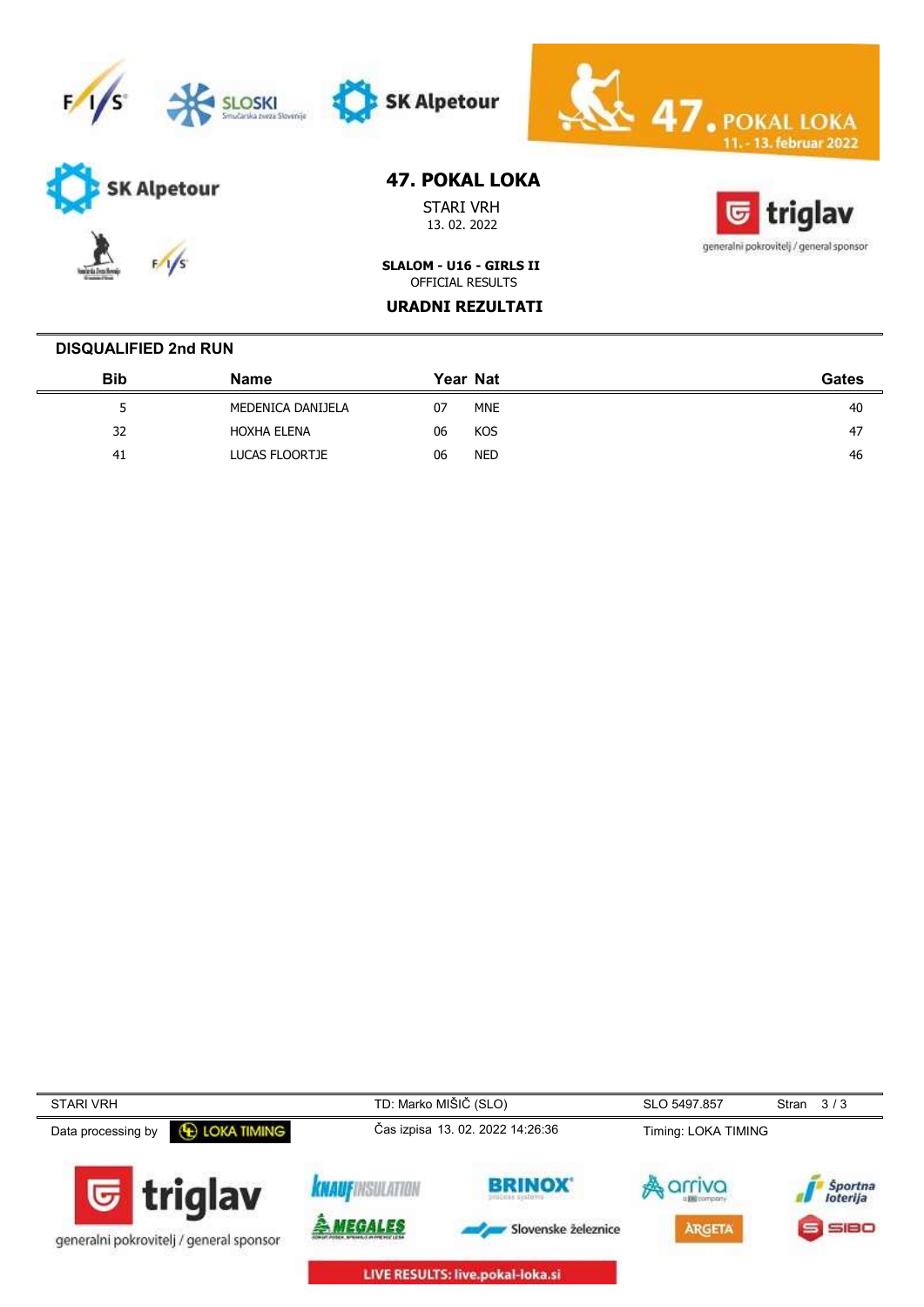## 47. POKAL LOKA

STARI VRH
13. 02. 2022

**SLALOM - U16 - GIRLS II**
OFFICIAL RESULTS
**URADNI REZULTATI**

### DISQUALIFIED 2nd RUN

| Bib | Name | Year | Nat | Gates |
|---|---|---|---|---|
| 5 | MEDENICA DANIJELA | 07 | MNE | 40 |
| 32 | HOXHA ELENA | 06 | KOS | 47 |
| 41 | LUCAS FLOORTJE | 06 | NED | 46 |

STARI VRH | TD: Marko MIŠIČ (SLO) | SLO 5497.857

Data processing by LOKA TIMING | Čas izpisa 13. 02. 2022 14:26:36 | Timing: LOKA TIMING

LIVE RESULTS: live.pokal-loka.si